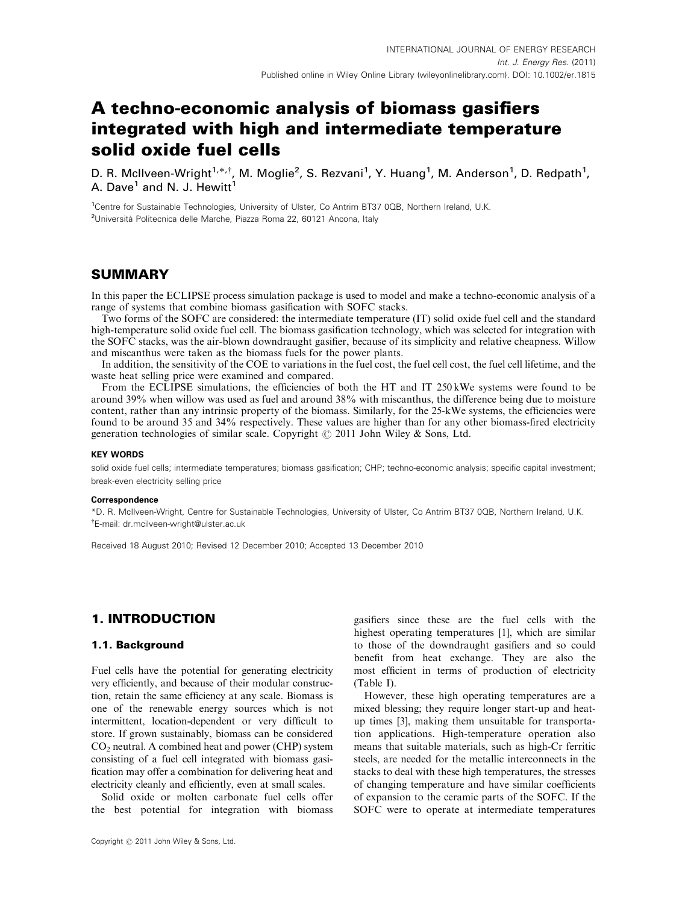# A techno-economic analysis of biomass gasifiers integrated with high and intermediate temperature solid oxide fuel cells

D. R. McIlveen-Wright[1,*,†], M. Moglie[2], S. Rezvani[1], Y. Huang[1], M. Anderson[1], D. Redpath[1], A. Dave[1] and N. J. Hewitt[1]

[1]Centre for Sustainable Technologies, University of Ulster, Co Antrim BT37 0QB, Northern Ireland, U.K.

[2]Università Politecnica delle Marche, Piazza Roma 22, 60121 Ancona, Italy

## SUMMARY

In this paper the ECLIPSE process simulation package is used to model and make a techno-economic analysis of a range of systems that combine biomass gasification with SOFC stacks.

Two forms of the SOFC are considered: the intermediate temperature (IT) solid oxide fuel cell and the standard high-temperature solid oxide fuel cell. The biomass gasification technology, which was selected for integration with the SOFC stacks, was the air-blown downdraught gasifier, because of its simplicity and relative cheapness. Willow and miscanthus were taken as the biomass fuels for the power plants.

In addition, the sensitivity of the COE to variations in the fuel cost, the fuel cell cost, the fuel cell lifetime, and the waste heat selling price were examined and compared.

From the ECLIPSE simulations, the efficiencies of both the HT and IT 250 kWe systems were found to be around 39% when willow was used as fuel and around 38% with miscanthus, the difference being due to moisture content, rather than any intrinsic property of the biomass. Similarly, for the 25-kWe systems, the efficiencies were found to be around 35 and 34% respectively. These values are higher than for any other biomass-fired electricity generation technologies of similar scale. Copyright © 2011 John Wiley & Sons, Ltd.

**KEY WORDS**

solid oxide fuel cells; intermediate temperatures; biomass gasification; CHP; techno-economic analysis; specific capital investment; break-even electricity selling price

**Correspondence**

*D. R. McIlveen-Wright, Centre for Sustainable Technologies, University of Ulster, Co Antrim BT37 0QB, Northern Ireland, U.K.

†E-mail: dr.mcilveen-wright@ulster.ac.uk

Received 18 August 2010; Revised 12 December 2010; Accepted 13 December 2010

## 1. INTRODUCTION

### 1.1. Background

Fuel cells have the potential for generating electricity very efficiently, and because of their modular construction, retain the same efficiency at any scale. Biomass is one of the renewable energy sources which is not intermittent, location-dependent or very difficult to store. If grown sustainably, biomass can be considered $CO_2$ neutral. A combined heat and power (CHP) system consisting of a fuel cell integrated with biomass gasification may offer a combination for delivering heat and electricity cleanly and efficiently, even at small scales.

Solid oxide or molten carbonate fuel cells offer the best potential for integration with biomass gasifiers since these are the fuel cells with the highest operating temperatures [1], which are similar to those of the downdraught gasifiers and so could benefit from heat exchange. They are also the most efficient in terms of production of electricity (Table I).

However, these high operating temperatures are a mixed blessing; they require longer start-up and heat-up times [3], making them unsuitable for transportation applications. High-temperature operation also means that suitable materials, such as high-Cr ferritic steels, are needed for the metallic interconnects in the stacks to deal with these high temperatures, the stresses of changing temperature and have similar coefficients of expansion to the ceramic parts of the SOFC. If the SOFC were to operate at intermediate temperatures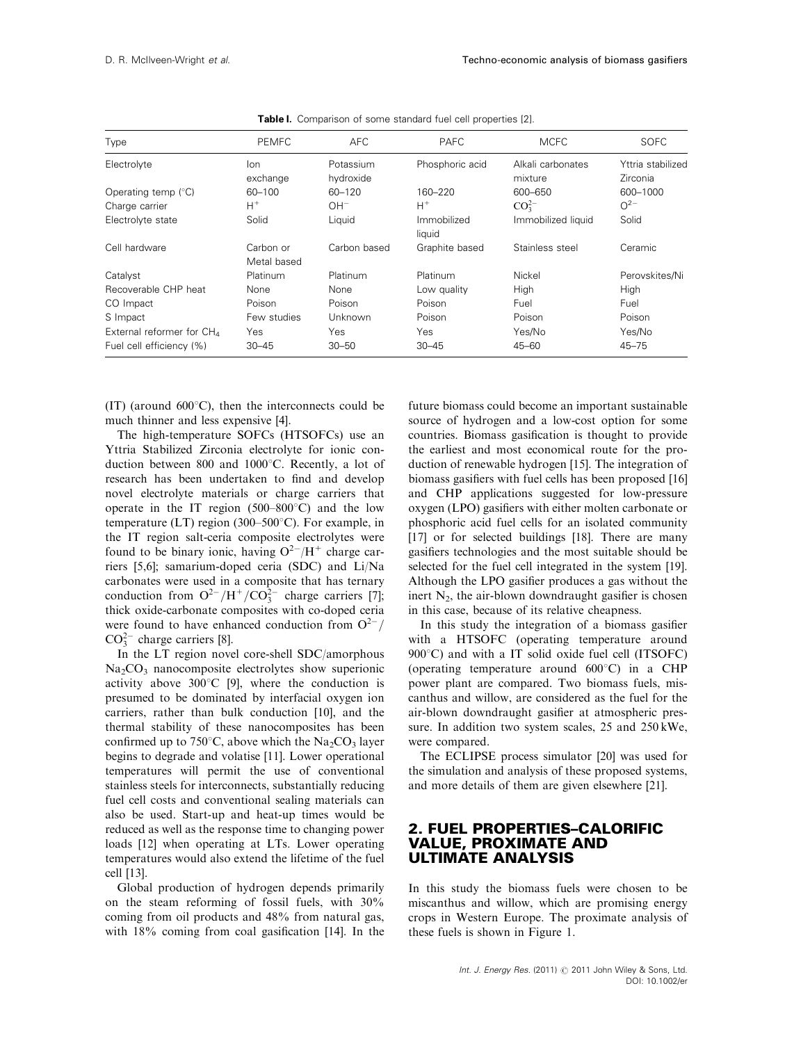**Table I.** Comparison of some standard fuel cell properties [2].

| Type | PEMFC | AFC | PAFC | MCFC | SOFC |
|---|---|---|---|---|---|
| Electrolyte | Ion exchange | Potassium hydroxide | Phosphoric acid | Alkali carbonates mixture | Yttria stabilized Zirconia |
| Operating temp (°C) | 60–100 | 60–120 | 160–220 | 600–650 | 600–1000 |
| Charge carrier | $H^+$ | $OH^-$ | $H^+$ | $CO_3^{2-}$ | $O^{2-}$ |
| Electrolyte state | Solid | Liquid | Immobilized liquid | Immobilized liquid | Solid |
| Cell hardware | Carbon or Metal based | Carbon based | Graphite based | Stainless steel | Ceramic |
| Catalyst | Platinum | Platinum | Platinum | Nickel | Perovskites/Ni |
| Recoverable CHP heat | None | None | Low quality | High | High |
| CO Impact | Poison | Poison | Poison | Fuel | Fuel |
| S Impact | Few studies | Unknown | Poison | Poison | Poison |
| External reformer for $CH_4$ | Yes | Yes | Yes | Yes/No | Yes/No |
| Fuel cell efficiency (%) | 30–45 | 30–50 | 30–45 | 45–60 | 45–75 |

(IT) (around 600°C), then the interconnects could be much thinner and less expensive [4].

The high-temperature SOFCs (HTSOFCs) use an Yttria Stabilized Zirconia electrolyte for ionic conduction between 800 and 1000°C. Recently, a lot of research has been undertaken to find and develop novel electrolyte materials or charge carriers that operate in the IT region (500–800°C) and the low temperature (LT) region (300–500°C). For example, in the IT region salt-ceria composite electrolytes were found to be binary ionic, having $O^{2-}/H^+$ charge carriers [5,6]; samarium-doped ceria (SDC) and Li/Na carbonates were used in a composite that has ternary conduction from $O^{2-}/H^+/CO_3^{2-}$ charge carriers [7]; thick oxide-carbonate composites with co-doped ceria were found to have enhanced conduction from $O^{2-}/CO_3^{2-}$ charge carriers [8].

In the LT region novel core-shell SDC/amorphous $Na_2CO_3$ nanocomposite electrolytes show superionic activity above 300°C [9], where the conduction is presumed to be dominated by interfacial oxygen ion carriers, rather than bulk conduction [10], and the thermal stability of these nanocomposites has been confirmed up to 750°C, above which the $Na_2CO_3$ layer begins to degrade and volatise [11]. Lower operational temperatures will permit the use of conventional stainless steels for interconnects, substantially reducing fuel cell costs and conventional sealing materials can also be used. Start-up and heat-up times would be reduced as well as the response time to changing power loads [12] when operating at LTs. Lower operating temperatures would also extend the lifetime of the fuel cell [13].

Global production of hydrogen depends primarily on the steam reforming of fossil fuels, with 30% coming from oil products and 48% from natural gas, with 18% coming from coal gasification [14]. In the future biomass could become an important sustainable source of hydrogen and a low-cost option for some countries. Biomass gasification is thought to provide the earliest and most economical route for the production of renewable hydrogen [15]. The integration of biomass gasifiers with fuel cells has been proposed [16] and CHP applications suggested for low-pressure oxygen (LPO) gasifiers with either molten carbonate or phosphoric acid fuel cells for an isolated community [17] or for selected buildings [18]. There are many gasifiers technologies and the most suitable should be selected for the fuel cell integrated in the system [19]. Although the LPO gasifier produces a gas without the inert $N_2$, the air-blown downdraught gasifier is chosen in this case, because of its relative cheapness.

In this study the integration of a biomass gasifier with a HTSOFC (operating temperature around 900°C) and with a IT solid oxide fuel cell (ITSOFC) (operating temperature around 600°C) in a CHP power plant are compared. Two biomass fuels, miscanthus and willow, are considered as the fuel for the air-blown downdraught gasifier at atmospheric pressure. In addition two system scales, 25 and 250 kWe, were compared.

The ECLIPSE process simulator [20] was used for the simulation and analysis of these proposed systems, and more details of them are given elsewhere [21].

## 2. FUEL PROPERTIES–CALORIFIC VALUE, PROXIMATE AND ULTIMATE ANALYSIS

In this study the biomass fuels were chosen to be miscanthus and willow, which are promising energy crops in Western Europe. The proximate analysis of these fuels is shown in Figure 1.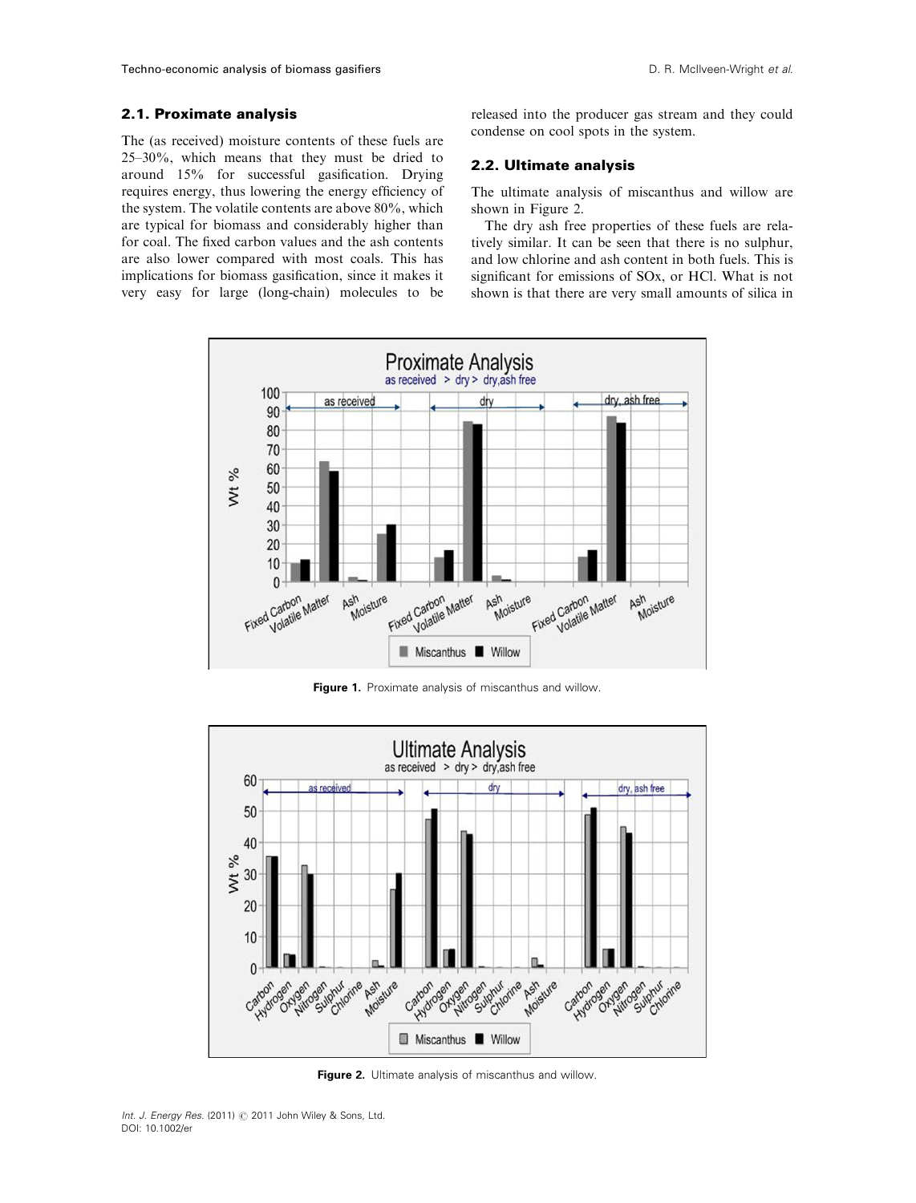## 2.1. Proximate analysis

The (as received) moisture contents of these fuels are 25–30%, which means that they must be dried to around 15% for successful gasification. Drying requires energy, thus lowering the energy efficiency of the system. The volatile contents are above 80%, which are typical for biomass and considerably higher than for coal. The fixed carbon values and the ash contents are also lower compared with most coals. This has implications for biomass gasification, since it makes it very easy for large (long-chain) molecules to be released into the producer gas stream and they could condense on cool spots in the system.

## 2.2. Ultimate analysis

The ultimate analysis of miscanthus and willow are shown in Figure 2.

The dry ash free properties of these fuels are relatively similar. It can be seen that there is no sulphur, and low chlorine and ash content in both fuels. This is significant for emissions of SOx, or HCl. What is not shown is that there are very small amounts of silica in

**Figure 1.** Proximate analysis of miscanthus and willow.

**Figure 2.** Ultimate analysis of miscanthus and willow.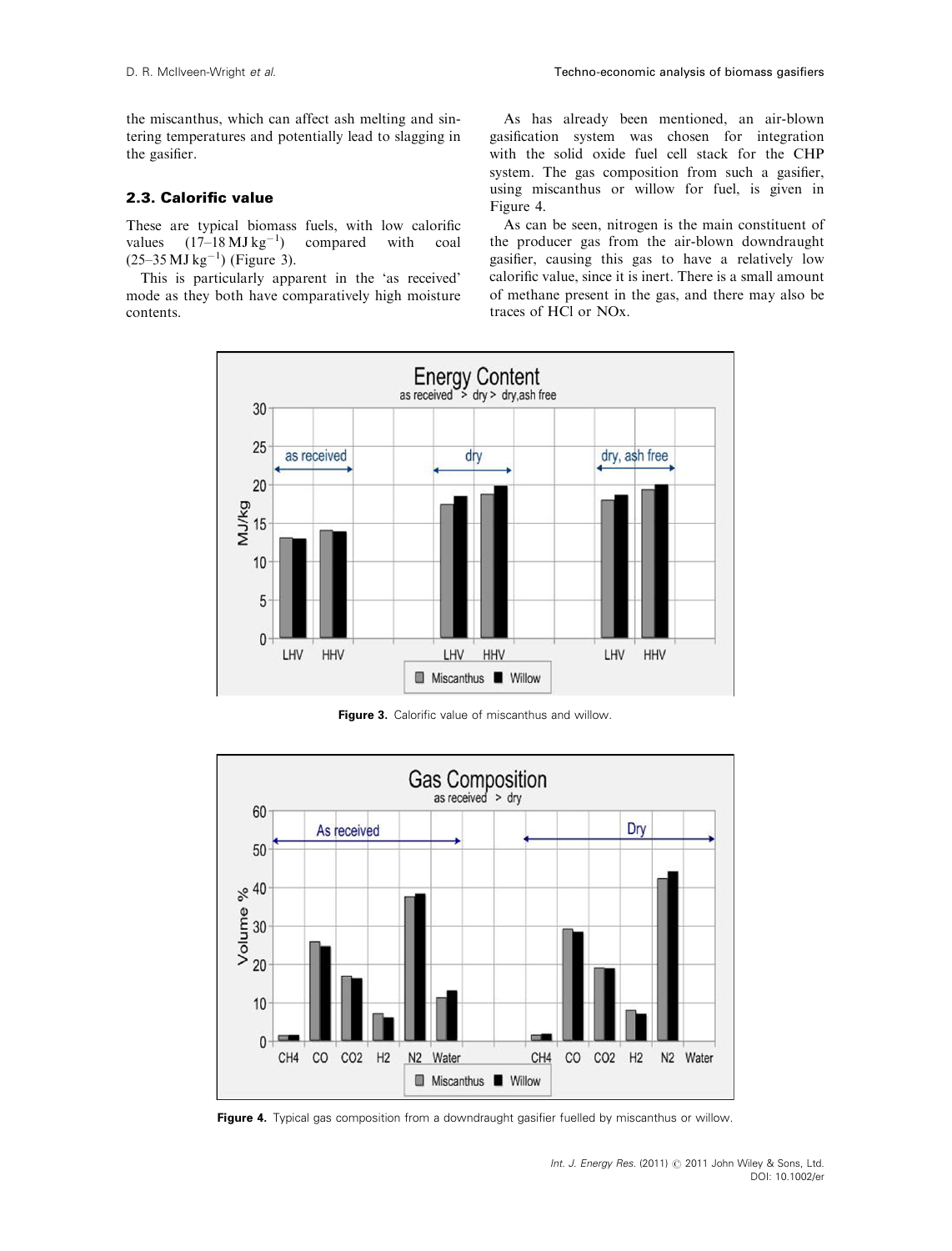the miscanthus, which can affect ash melting and sintering temperatures and potentially lead to slagging in the gasifier.

### 2.3. Calorific value

These are typical biomass fuels, with low calorific values (17–18 MJ $kg^{-1}$) compared with coal (25–35 MJ $kg^{-1}$) (Figure 3).

This is particularly apparent in the 'as received' mode as they both have comparatively high moisture contents.

As has already been mentioned, an air-blown gasification system was chosen for integration with the solid oxide fuel cell stack for the CHP system. The gas composition from such a gasifier, using miscanthus or willow for fuel, is given in Figure 4.

As can be seen, nitrogen is the main constituent of the producer gas from the air-blown downdraught gasifier, causing this gas to have a relatively low calorific value, since it is inert. There is a small amount of methane present in the gas, and there may also be traces of HCl or NOx.

**Figure 3.** Calorific value of miscanthus and willow.

**Figure 4.** Typical gas composition from a downdraught gasifier fuelled by miscanthus or willow.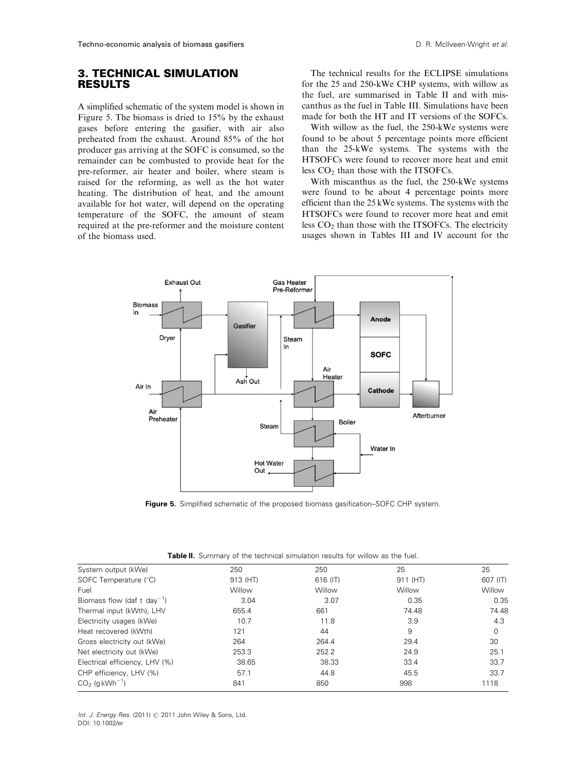## 3. TECHNICAL SIMULATION RESULTS

A simplified schematic of the system model is shown in Figure 5. The biomass is dried to 15% by the exhaust gases before entering the gasifier, with air also preheated from the exhaust. Around 85% of the hot producer gas arriving at the SOFC is consumed, so the remainder can be combusted to provide heat for the pre-reformer, air heater and boiler, where steam is raised for the reforming, as well as the hot water heating. The distribution of heat, and the amount available for hot water, will depend on the operating temperature of the SOFC, the amount of steam required at the pre-reformer and the moisture content of the biomass used.

The technical results for the ECLIPSE simulations for the 25 and 250-kWe CHP systems, with willow as the fuel, are summarised in Table II and with miscanthus as the fuel in Table III. Simulations have been made for both the HT and IT versions of the SOFCs.

With willow as the fuel, the 250-kWe systems were found to be about 5 percentage points more efficient than the 25-kWe systems. The systems with the HTSOFCs were found to recover more heat and emit less $CO_2$ than those with the ITSOFCs.

With miscanthus as the fuel, the 250-kWe systems were found to be about 4 percentage points more efficient than the 25 kWe systems. The systems with the HTSOFCs were found to recover more heat and emit less $CO_2$ than those with the ITSOFCs. The electricity usages shown in Tables III and IV account for the

**Figure 5.** Simplified schematic of the proposed biomass gasification–SOFC CHP system.

**Table II.** Summary of the technical simulation results for willow as the fuel.

| System output (kWe) | 250 | 250 | 25 | 25 |
|---|---|---|---|---|
| SOFC Temperature (°C) | 913 (HT) | 616 (IT) | 911 (HT) | 607 (IT) |
| Fuel | Willow | Willow | Willow | Willow |
| Biomass flow (daf t day$^{-1}$) | 3.04 | 3.07 | 0.35 | 0.35 |
| Thermal input (kWth), LHV | 655.4 | 661 | 74.48 | 74.48 |
| Electricity usages (kWe) | 10.7 | 11.8 | 3.9 | 4.3 |
| Heat recovered (kWth) | 121 | 44 | 9 | 0 |
| Gross electricity out (kWe) | 264 | 264.4 | 29.4 | 30 |
| Net electricity out (kWe) | 253.3 | 252.2 | 24.9 | 25.1 |
| Electrical efficiency, LHV (%) | 38.65 | 38.33 | 33.4 | 33.7 |
| CHP efficiency, LHV (%) | 57.1 | 44.8 | 45.5 | 33.7 |
| $CO_2$ (g kWh$^{-1}$) | 841 | 850 | 998 | 1118 |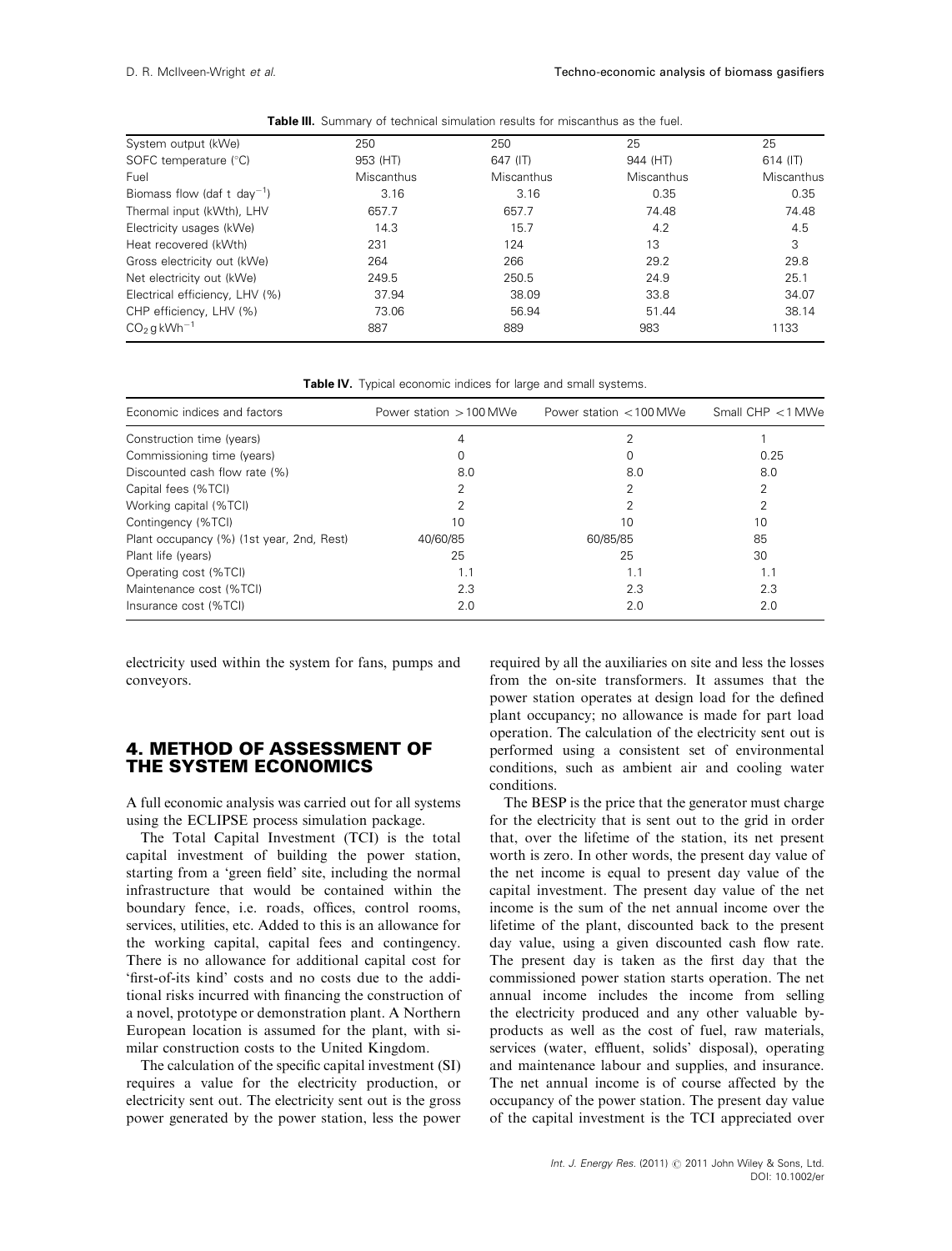**Table III.** Summary of technical simulation results for miscanthus as the fuel.

| System output (kWe) | 250 | 250 | 25 | 25 |
|---|---|---|---|---|
| SOFC temperature (°C) | 953 (HT) | 647 (IT) | 944 (HT) | 614 (IT) |
| Fuel | Miscanthus | Miscanthus | Miscanthus | Miscanthus |
| Biomass flow (daf t day$^{-1}$) | 3.16 | 3.16 | 0.35 | 0.35 |
| Thermal input (kWth), LHV | 657.7 | 657.7 | 74.48 | 74.48 |
| Electricity usages (kWe) | 14.3 | 15.7 | 4.2 | 4.5 |
| Heat recovered (kWth) | 231 | 124 | 13 | 3 |
| Gross electricity out (kWe) | 264 | 266 | 29.2 | 29.8 |
| Net electricity out (kWe) | 249.5 | 250.5 | 24.9 | 25.1 |
| Electrical efficiency, LHV (%) | 37.94 | 38.09 | 33.8 | 34.07 |
| CHP efficiency, LHV (%) | 73.06 | 56.94 | 51.44 | 38.14 |
| $CO_2$ g kWh$^{-1}$ | 887 | 889 | 983 | 1133 |

**Table IV.** Typical economic indices for large and small systems.

| Economic indices and factors | Power station >100 MWe | Power station <100 MWe | Small CHP <1 MWe |
|---|---|---|---|
| Construction time (years) | 4 | 2 | 1 |
| Commissioning time (years) | 0 | 0 | 0.25 |
| Discounted cash flow rate (%) | 8.0 | 8.0 | 8.0 |
| Capital fees (%TCI) | 2 | 2 | 2 |
| Working capital (%TCI) | 2 | 2 | 2 |
| Contingency (%TCI) | 10 | 10 | 10 |
| Plant occupancy (%) (1st year, 2nd, Rest) | 40/60/85 | 60/85/85 | 85 |
| Plant life (years) | 25 | 25 | 30 |
| Operating cost (%TCI) | 1.1 | 1.1 | 1.1 |
| Maintenance cost (%TCI) | 2.3 | 2.3 | 2.3 |
| Insurance cost (%TCI) | 2.0 | 2.0 | 2.0 |

electricity used within the system for fans, pumps and conveyors.

## 4. METHOD OF ASSESSMENT OF THE SYSTEM ECONOMICS

A full economic analysis was carried out for all systems using the ECLIPSE process simulation package.

The Total Capital Investment (TCI) is the total capital investment of building the power station, starting from a 'green field' site, including the normal infrastructure that would be contained within the boundary fence, i.e. roads, offices, control rooms, services, utilities, etc. Added to this is an allowance for the working capital, capital fees and contingency. There is no allowance for additional capital cost for 'first-of-its kind' costs and no costs due to the additional risks incurred with financing the construction of a novel, prototype or demonstration plant. A Northern European location is assumed for the plant, with similar construction costs to the United Kingdom.

The calculation of the specific capital investment (SI) requires a value for the electricity production, or electricity sent out. The electricity sent out is the gross power generated by the power station, less the power required by all the auxiliaries on site and less the losses from the on-site transformers. It assumes that the power station operates at design load for the defined plant occupancy; no allowance is made for part load operation. The calculation of the electricity sent out is performed using a consistent set of environmental conditions, such as ambient air and cooling water conditions.

The BESP is the price that the generator must charge for the electricity that is sent out to the grid in order that, over the lifetime of the station, its net present worth is zero. In other words, the present day value of the net income is equal to present day value of the capital investment. The present day value of the net income is the sum of the net annual income over the lifetime of the plant, discounted back to the present day value, using a given discounted cash flow rate. The present day is taken as the first day that the commissioned power station starts operation. The net annual income includes the income from selling the electricity produced and any other valuable by-products as well as the cost of fuel, raw materials, services (water, effluent, solids' disposal), operating and maintenance labour and supplies, and insurance. The net annual income is of course affected by the occupancy of the power station. The present day value of the capital investment is the TCI appreciated over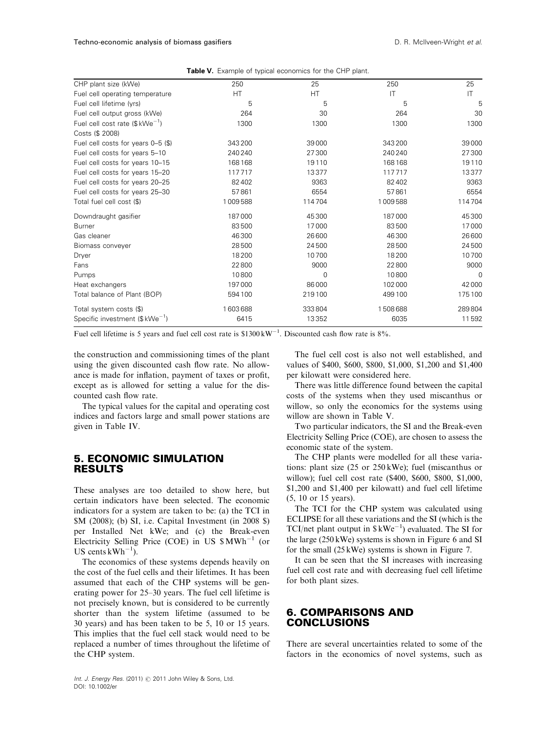**Table V.** Example of typical economics for the CHP plant.

| CHP plant size (kWe) | 250 | 25 | 250 | 25 |
|---|---|---|---|---|
| Fuel cell operating temperature | HT | HT | IT | IT |
| Fuel cell lifetime (yrs) | 5 | 5 | 5 | 5 |
| Fuel cell output gross (kWe) | 264 | 30 | 264 | 30 |
| Fuel cell cost rate ($\$ \, kWe^{-1}$) | 1300 | 1300 | 1300 | 1300 |
| Costs ($ 2008) | | | | |
| Fuel cell costs for years 0–5 ($) | 343 200 | 39 000 | 343 200 | 39 000 |
| Fuel cell costs for years 5–10 | 240 240 | 27 300 | 240 240 | 27 300 |
| Fuel cell costs for years 10–15 | 168 168 | 19 110 | 168 168 | 19 110 |
| Fuel cell costs for years 15–20 | 117 717 | 13 377 | 117 717 | 13 377 |
| Fuel cell costs for years 20–25 | 82 402 | 9363 | 82 402 | 9363 |
| Fuel cell costs for years 25–30 | 57 861 | 6554 | 57 861 | 6554 |
| Total fuel cell cost ($) | 1 009 588 | 114 704 | 1 009 588 | 114 704 |
| Downdraught gasifier | 187 000 | 45 300 | 187 000 | 45 300 |
| Burner | 83 500 | 17 000 | 83 500 | 17 000 |
| Gas cleaner | 46 300 | 26 600 | 46 300 | 26 600 |
| Biomass conveyer | 28 500 | 24 500 | 28 500 | 24 500 |
| Dryer | 18 200 | 10 700 | 18 200 | 10 700 |
| Fans | 22 800 | 9000 | 22 800 | 9000 |
| Pumps | 10 800 | 0 | 10 800 | 0 |
| Heat exchangers | 197 000 | 86 000 | 102 000 | 42 000 |
| Total balance of Plant (BOP) | 594 100 | 219 100 | 499 100 | 175 100 |
| Total system costs ($) | 1 603 688 | 333 804 | 1 508 688 | 289 804 |
| Specific investment ($\$ \, kWe^{-1}$) | 6415 | 13 352 | 6035 | 11 592 |

Fuel cell lifetime is 5 years and fuel cell cost rate is $\$1300 \, kW^{-1}$. Discounted cash flow rate is 8%.

the construction and commissioning times of the plant using the given discounted cash flow rate. No allowance is made for inflation, payment of taxes or profit, except as is allowed for setting a value for the discounted cash flow rate.

The typical values for the capital and operating cost indices and factors large and small power stations are given in Table IV.

## 5. ECONOMIC SIMULATION RESULTS

These analyses are too detailed to show here, but certain indicators have been selected. The economic indicators for a system are taken to be: (a) the TCI in $M (2008); (b) SI, i.e. Capital Investment (in 2008 $) per Installed Net kWe; and (c) the Break-even Electricity Selling Price (COE) in US $\$ \, MWh^{-1}$ (or US cents $kWh^{-1}$).

The economics of these systems depends heavily on the cost of the fuel cells and their lifetimes. It has been assumed that each of the CHP systems will be generating power for 25–30 years. The fuel cell lifetime is not precisely known, but is considered to be currently shorter than the system lifetime (assumed to be 30 years) and has been taken to be 5, 10 or 15 years. This implies that the fuel cell stack would need to be replaced a number of times throughout the lifetime of the CHP system.

The fuel cell cost is also not well established, and values of $400, $600, $800, $1,000, $1,200 and $1,400 per kilowatt were considered here.

There was little difference found between the capital costs of the systems when they used miscanthus or willow, so only the economics for the systems using willow are shown in Table V.

Two particular indicators, the SI and the Break-even Electricity Selling Price (COE), are chosen to assess the economic state of the system.

The CHP plants were modelled for all these variations: plant size (25 or 250 kWe); fuel (miscanthus or willow); fuel cell cost rate ($400, $600, $800, $1,000, $1,200 and $1,400 per kilowatt) and fuel cell lifetime (5, 10 or 15 years).

The TCI for the CHP system was calculated using ECLIPSE for all these variations and the SI (which is the TCI/net plant output in $\$ \, kWe^{-1}$) evaluated. The SI for the large (250 kWe) systems is shown in Figure 6 and SI for the small (25 kWe) systems is shown in Figure 7.

It can be seen that the SI increases with increasing fuel cell cost rate and with decreasing fuel cell lifetime for both plant sizes.

## 6. COMPARISONS AND CONCLUSIONS

There are several uncertainties related to some of the factors in the economics of novel systems, such as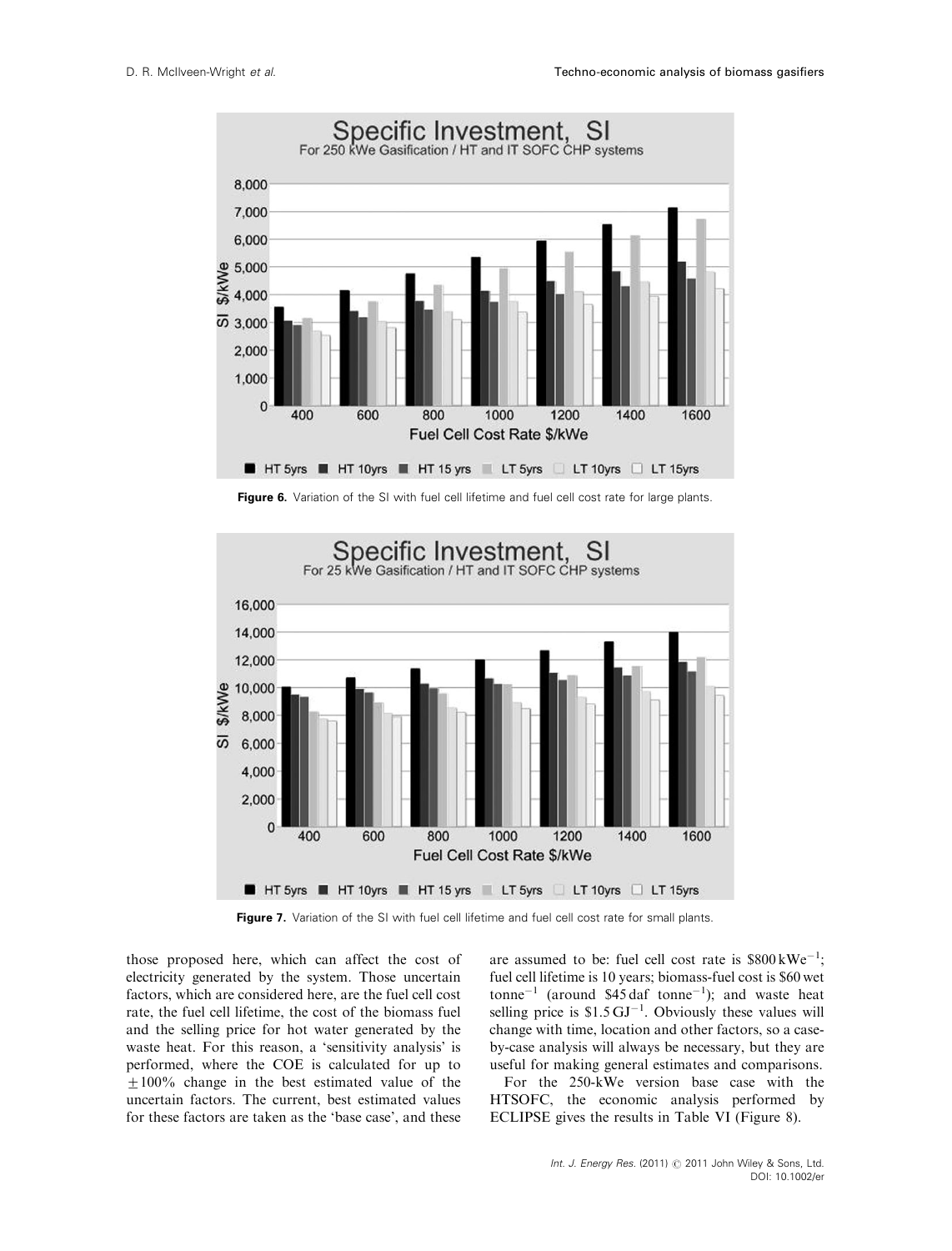Figure 6. Variation of the SI with fuel cell lifetime and fuel cell cost rate for large plants.

Figure 7. Variation of the SI with fuel cell lifetime and fuel cell cost rate for small plants.

those proposed here, which can affect the cost of electricity generated by the system. Those uncertain factors, which are considered here, are the fuel cell cost rate, the fuel cell lifetime, the cost of the biomass fuel and the selling price for hot water generated by the waste heat. For this reason, a 'sensitivity analysis' is performed, where the COE is calculated for up to $\pm 100\%$ change in the best estimated value of the uncertain factors. The current, best estimated values for these factors are taken as the 'base case', and these are assumed to be: fuel cell cost rate is $\$800\,kWe^{-1}$; fuel cell lifetime is 10 years; biomass-fuel cost is \$60 wet $tonne^{-1}$ (around \$45 daf $tonne^{-1}$); and waste heat selling price is $\$1.5\,GJ^{-1}$. Obviously these values will change with time, location and other factors, so a case-by-case analysis will always be necessary, but they are useful for making general estimates and comparisons.

For the 250-kWe version base case with the HTSOFC, the economic analysis performed by ECLIPSE gives the results in Table VI (Figure 8).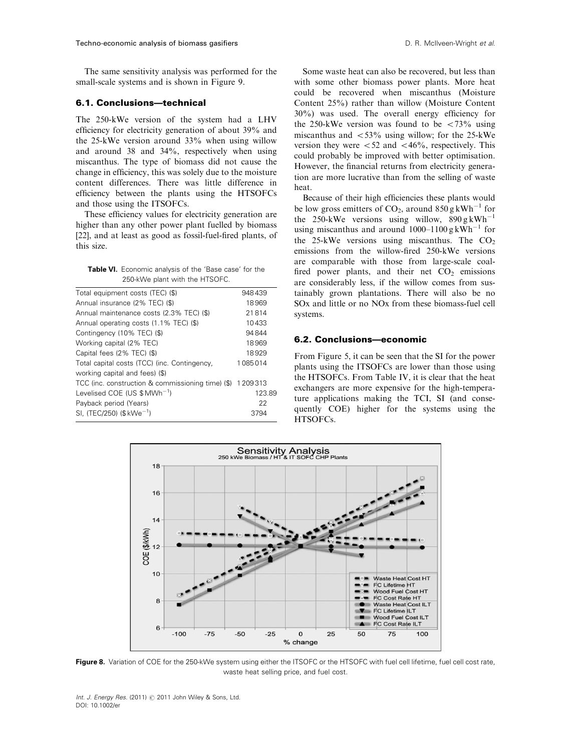The same sensitivity analysis was performed for the small-scale systems and is shown in Figure 9.

### 6.1. Conclusions—technical

The 250-kWe version of the system had a LHV efficiency for electricity generation of about 39% and the 25-kWe version around 33% when using willow and around 38 and 34%, respectively when using miscanthus. The type of biomass did not cause the change in efficiency, this was solely due to the moisture content differences. There was little difference in efficiency between the plants using the HTSOFCs and those using the ITSOFCs.

These efficiency values for electricity generation are higher than any other power plant fuelled by biomass [22], and at least as good as fossil-fuel-fired plants, of this size.

**Table VI.** Economic analysis of the 'Base case' for the 250-kWe plant with the HTSOFC.

| | |
|---|---|
| Total equipment costs (TEC) ($) | 948 439 |
| Annual insurance (2% TEC) ($) | 18 969 |
| Annual maintenance costs (2.3% TEC) ($) | 21 814 |
| Annual operating costs (1.1% TEC) ($) | 10 433 |
| Contingency (10% TEC) ($) | 94 844 |
| Working capital (2% TEC) | 18 969 |
| Capital fees (2% TEC) ($) | 18 929 |
| Total capital costs (TCC) (inc. Contingency, working capital and fees) ($) | 1 085 014 |
| TCC (inc. construction & commissioning time) ($) | 1 209 313 |
| Levelised COE (US $ $MWh^{-1}$) | 123.89 |
| Payback period (Years) | 22 |
| SI, (TEC/250) ($ $kWe^{-1}$) | 3794 |

Some waste heat can also be recovered, but less than with some other biomass power plants. More heat could be recovered when miscanthus (Moisture Content 25%) rather than willow (Moisture Content 30%) was used. The overall energy efficiency for the 250-kWe version was found to be <73% using miscanthus and <53% using willow; for the 25-kWe version they were <52 and <46%, respectively. This could probably be improved with better optimisation. However, the financial returns from electricity generation are more lucrative than from the selling of waste heat.

Because of their high efficiencies these plants would be low gross emitters of $CO_2$, around 850 g $kWh^{-1}$ for the 250-kWe versions using willow, 890 g $kWh^{-1}$ using miscanthus and around 1000–1100 g $kWh^{-1}$ for the 25-kWe versions using miscanthus. The $CO_2$ emissions from the willow-fired 250-kWe versions are comparable with those from large-scale coal-fired power plants, and their net $CO_2$ emissions are considerably less, if the willow comes from sustainably grown plantations. There will also be no SOx and little or no NOx from these biomass-fuel cell systems.

### 6.2. Conclusions—economic

From Figure 5, it can be seen that the SI for the power plants using the ITSOFCs are lower than those using the HTSOFCs. From Table IV, it is clear that the heat exchangers are more expensive for the high-temperature applications making the TCI, SI (and consequently COE) higher for the systems using the HTSOFCs.

**Figure 8.** Variation of COE for the 250-kWe system using either the ITSOFC or the HTSOFC with fuel cell lifetime, fuel cell cost rate, waste heat selling price, and fuel cost.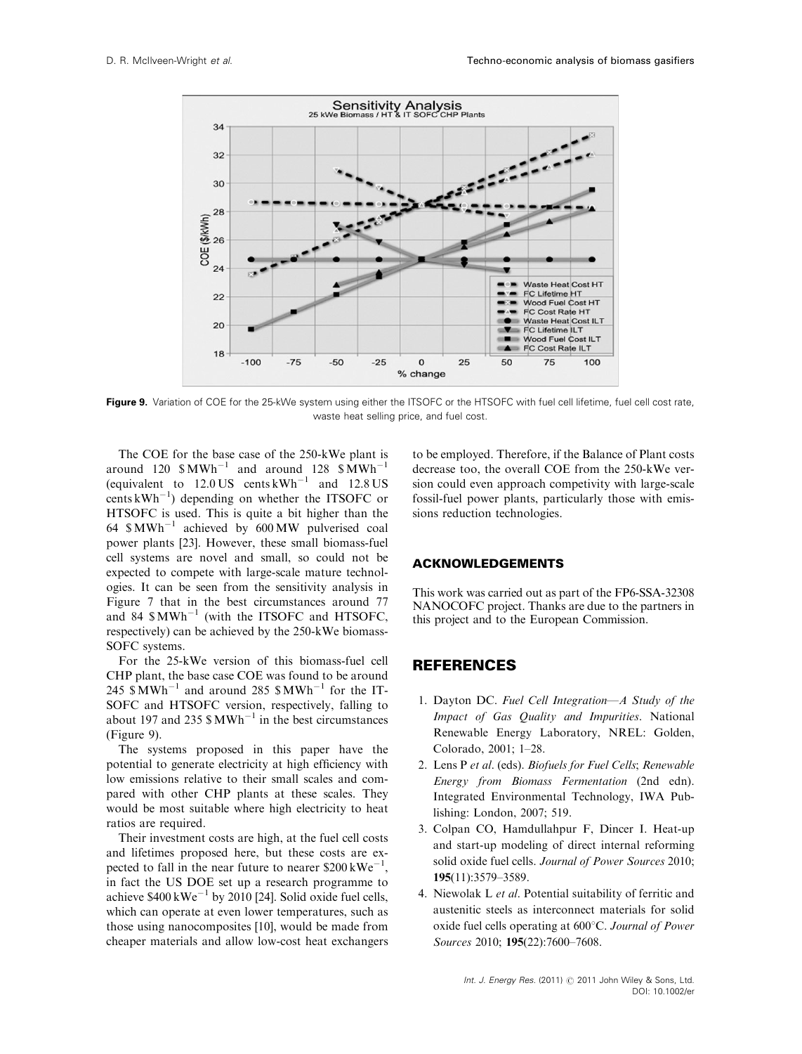**Figure 9.** Variation of COE for the 25-kWe system using either the ITSOFC or the HTSOFC with fuel cell lifetime, fuel cell cost rate, waste heat selling price, and fuel cost.

The COE for the base case of the 250-kWe plant is around 120 $\$ \mathrm{MWh}^{-1}$ and around 128 $\$ \mathrm{MWh}^{-1}$ (equivalent to 12.0 US cents $\mathrm{kWh}^{-1}$ and 12.8 US cents $\mathrm{kWh}^{-1}$) depending on whether the ITSOFC or HTSOFC is used. This is quite a bit higher than the 64 $\$ \mathrm{MWh}^{-1}$ achieved by 600 MW pulverised coal power plants [23]. However, these small biomass-fuel cell systems are novel and small, so could not be expected to compete with large-scale mature technologies. It can be seen from the sensitivity analysis in Figure 7 that in the best circumstances around 77 and 84 $\$ \mathrm{MWh}^{-1}$ (with the ITSOFC and HTSOFC, respectively) can be achieved by the 250-kWe biomass-SOFC systems.

For the 25-kWe version of this biomass-fuel cell CHP plant, the base case COE was found to be around 245 $\$ \mathrm{MWh}^{-1}$ and around 285 $\$ \mathrm{MWh}^{-1}$ for the IT-SOFC and HTSOFC version, respectively, falling to about 197 and 235 $\$ \mathrm{MWh}^{-1}$ in the best circumstances (Figure 9).

The systems proposed in this paper have the potential to generate electricity at high efficiency with low emissions relative to their small scales and compared with other CHP plants at these scales. They would be most suitable where high electricity to heat ratios are required.

Their investment costs are high, at the fuel cell costs and lifetimes proposed here, but these costs are expected to fall in the near future to nearer $\$200\ \mathrm{kWe}^{-1}$, in fact the US DOE set up a research programme to achieve $\$400\ \mathrm{kWe}^{-1}$ by 2010 [24]. Solid oxide fuel cells, which can operate at even lower temperatures, such as those using nanocomposites [10], would be made from cheaper materials and allow low-cost heat exchangers to be employed. Therefore, if the Balance of Plant costs decrease too, the overall COE from the 250-kWe version could even approach competivity with large-scale fossil-fuel power plants, particularly those with emissions reduction technologies.

## ACKNOWLEDGEMENTS

This work was carried out as part of the FP6-SSA-32308 NANOCOFC project. Thanks are due to the partners in this project and to the European Commission.

## REFERENCES

1. Dayton DC. *Fuel Cell Integration—A Study of the Impact of Gas Quality and Impurities*. National Renewable Energy Laboratory, NREL: Golden, Colorado, 2001; 1–28.
2. Lens P *et al*. (eds). *Biofuels for Fuel Cells*; *Renewable Energy from Biomass Fermentation* (2nd edn). Integrated Environmental Technology, IWA Publishing: London, 2007; 519.
3. Colpan CO, Hamdullahpur F, Dincer I. Heat-up and start-up modeling of direct internal reforming solid oxide fuel cells. *Journal of Power Sources* 2010; **195**(11):3579–3589.
4. Niewolak L *et al*. Potential suitability of ferritic and austenitic steels as interconnect materials for solid oxide fuel cells operating at 600°C. *Journal of Power Sources* 2010; **195**(22):7600–7608.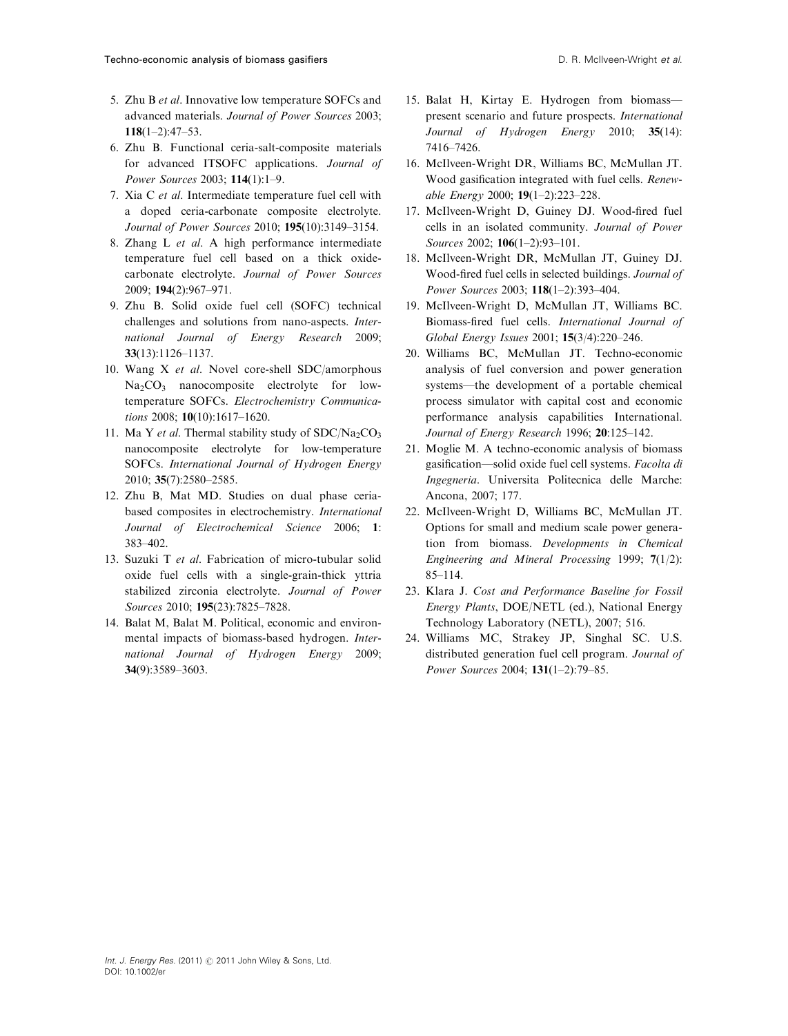5. Zhu B *et al*. Innovative low temperature SOFCs and advanced materials. *Journal of Power Sources* 2003; **118**(1–2):47–53.
6. Zhu B. Functional ceria-salt-composite materials for advanced ITSOFC applications. *Journal of Power Sources* 2003; **114**(1):1–9.
7. Xia C *et al*. Intermediate temperature fuel cell with a doped ceria-carbonate composite electrolyte. *Journal of Power Sources* 2010; **195**(10):3149–3154.
8. Zhang L *et al*. A high performance intermediate temperature fuel cell based on a thick oxide-carbonate electrolyte. *Journal of Power Sources* 2009; **194**(2):967–971.
9. Zhu B. Solid oxide fuel cell (SOFC) technical challenges and solutions from nano-aspects. *International Journal of Energy Research* 2009; **33**(13):1126–1137.
10. Wang X *et al*. Novel core-shell SDC/amorphous $Na_2CO_3$ nanocomposite electrolyte for low-temperature SOFCs. *Electrochemistry Communications* 2008; **10**(10):1617–1620.
11. Ma Y *et al*. Thermal stability study of SDC/$Na_2CO_3$ nanocomposite electrolyte for low-temperature SOFCs. *International Journal of Hydrogen Energy* 2010; **35**(7):2580–2585.
12. Zhu B, Mat MD. Studies on dual phase ceria-based composites in electrochemistry. *International Journal of Electrochemical Science* 2006; **1**: 383–402.
13. Suzuki T *et al*. Fabrication of micro-tubular solid oxide fuel cells with a single-grain-thick yttria stabilized zirconia electrolyte. *Journal of Power Sources* 2010; **195**(23):7825–7828.
14. Balat M, Balat M. Political, economic and environmental impacts of biomass-based hydrogen. *International Journal of Hydrogen Energy* 2009; **34**(9):3589–3603.
15. Balat H, Kirtay E. Hydrogen from biomass—present scenario and future prospects. *International Journal of Hydrogen Energy* 2010; **35**(14): 7416–7426.
16. McIlveen-Wright DR, Williams BC, McMullan JT. Wood gasification integrated with fuel cells. *Renewable Energy* 2000; **19**(1–2):223–228.
17. McIlveen-Wright D, Guiney DJ. Wood-fired fuel cells in an isolated community. *Journal of Power Sources* 2002; **106**(1–2):93–101.
18. McIlveen-Wright DR, McMullan JT, Guiney DJ. Wood-fired fuel cells in selected buildings. *Journal of Power Sources* 2003; **118**(1–2):393–404.
19. McIlveen-Wright D, McMullan JT, Williams BC. Biomass-fired fuel cells. *International Journal of Global Energy Issues* 2001; **15**(3/4):220–246.
20. Williams BC, McMullan JT. Techno-economic analysis of fuel conversion and power generation systems—the development of a portable chemical process simulator with capital cost and economic performance analysis capabilities International. *Journal of Energy Research* 1996; **20**:125–142.
21. Moglie M. A techno-economic analysis of biomass gasification—solid oxide fuel cell systems. *Facolta di Ingegneria*. Universita Politecnica delle Marche: Ancona, 2007; 177.
22. McIlveen-Wright D, Williams BC, McMullan JT. Options for small and medium scale power generation from biomass. *Developments in Chemical Engineering and Mineral Processing* 1999; **7**(1/2): 85–114.
23. Klara J. *Cost and Performance Baseline for Fossil Energy Plants*, DOE/NETL (ed.), National Energy Technology Laboratory (NETL), 2007; 516.
24. Williams MC, Strakey JP, Singhal SC. U.S. distributed generation fuel cell program. *Journal of Power Sources* 2004; **131**(1–2):79–85.